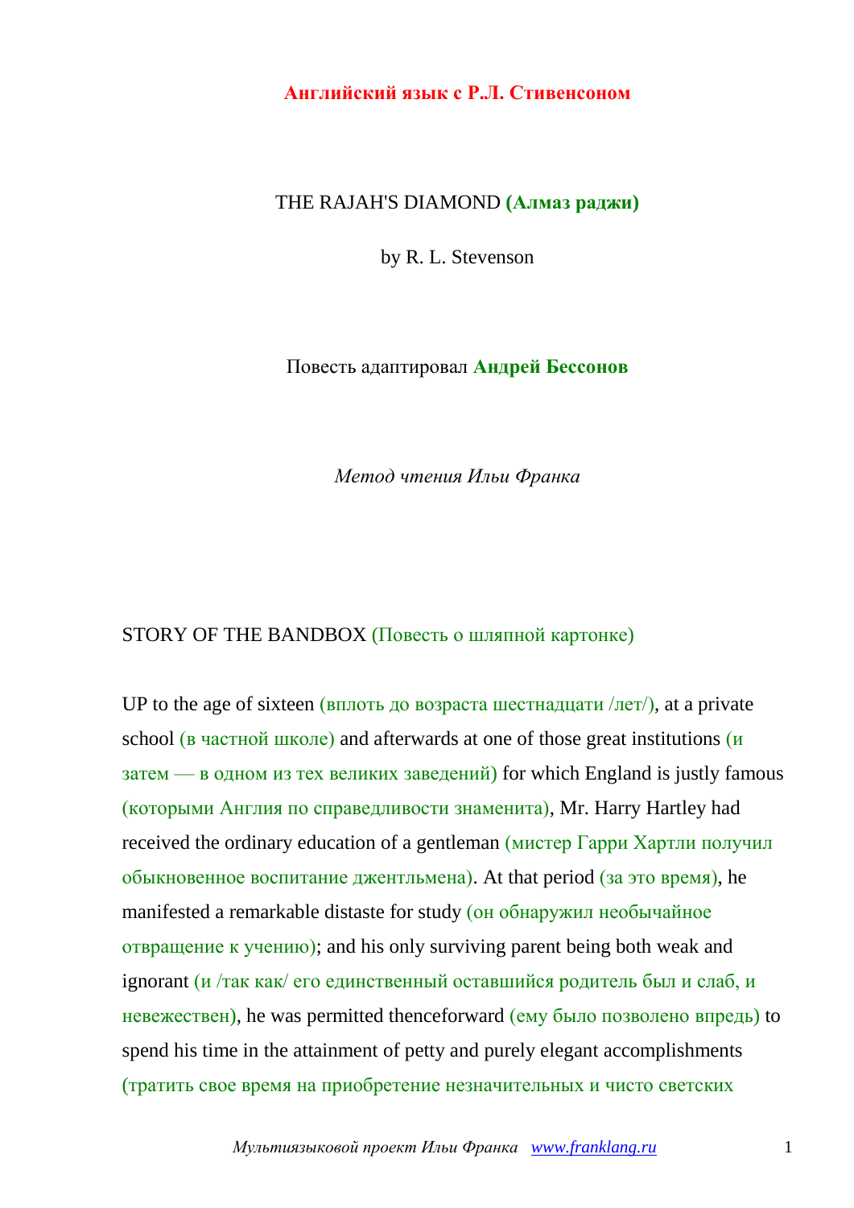**Английский язык с Р.Л. Стивенсоном**

# THE RAJAH'S DIAMOND **(Алмаз раджи)**

by R. L. Stevenson

Повесть адаптировал **Андрей Бессонов**

*Метод чтения Ильи Франка*

## STORY OF THE BANDBOX (Повесть о шляпной картонке)

UP to the age of sixteen (вплоть до возраста шестнадцати /лет/), at a private school (в частной школе) and afterwards at one of those great institutions (и затем — в одном из тех великих заведений) for which England is justly famous (которыми Англия по справедливости знаменита), Mr. Harry Hartley had received the ordinary education of a gentleman (мистер Гарри Хартли получил обыкновенное воспитание джентльмена). At that period (за это время), he manifested a remarkable distaste for study (он обнаружил необычайное отвращение к учению); and his only surviving parent being both weak and ignorant (и /так как/ его единственный оставшийся родитель был и слаб, и невежествен), he was permitted thenceforward (ему было позволено впредь) to spend his time in the attainment of petty and purely elegant accomplishments (тратить свое время на приобретение незначительных и чисто светских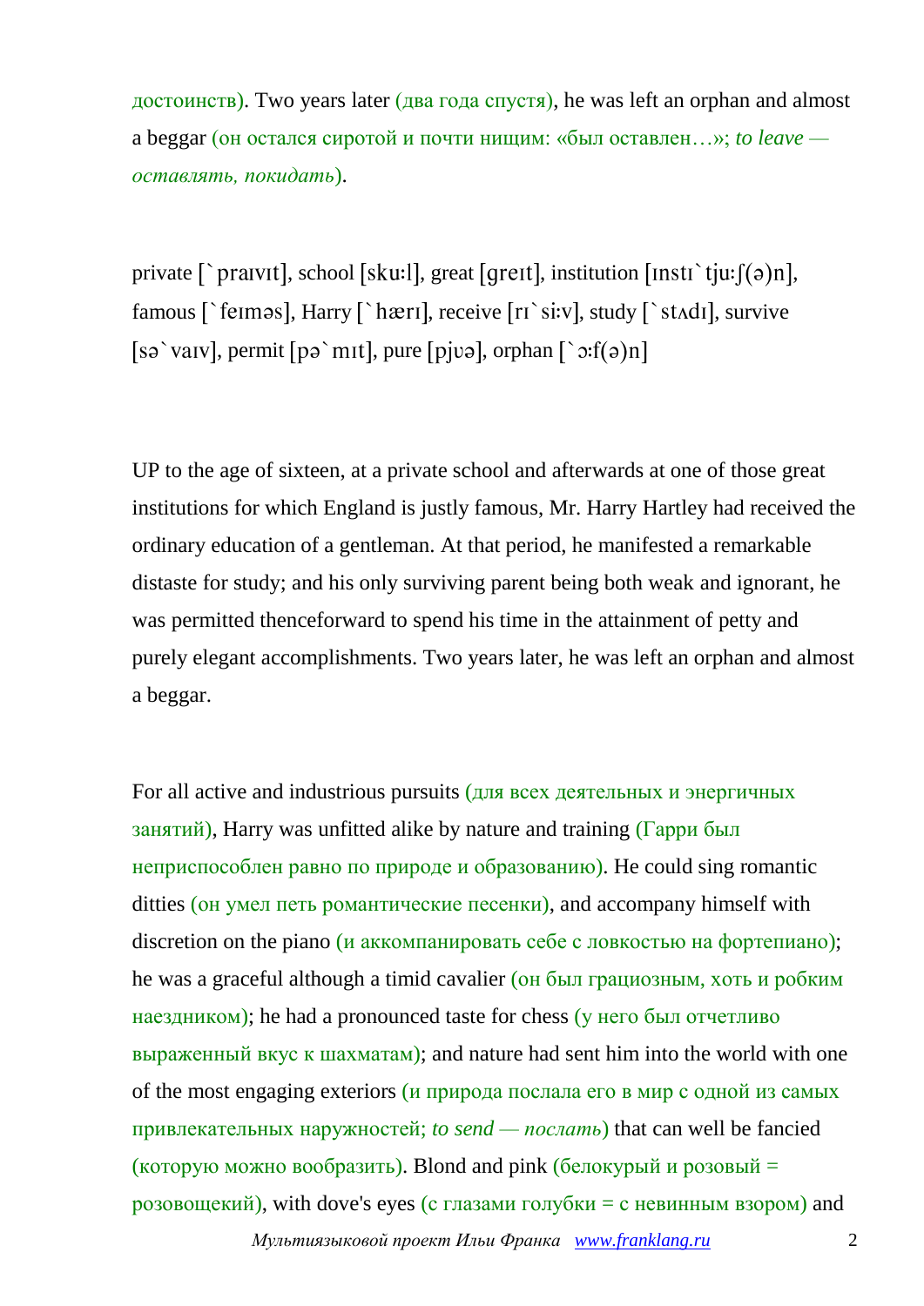достоинств). Two years later (два года спустя), he was left an orphan and almost a beggar (он остался сиротой и почти нищим: «был оставлен…»; *to leave — оставлять, покидать*).

private [`praɪvɪt], school [sku:l], great [greɪt], institution [ɪnstɪ`tju:ʃ(ə)n], famous [`feɪməs], Harry [`hærɪ], receive [rɪ`si:v], study [`stʌdɪ], survive [sə`vaɪv], permit [pə`mɪt], pure [pjʊə], orphan [`ɔ:f(ə)n]

UP to the age of sixteen, at a private school and afterwards at one of those great institutions for which England is justly famous, Mr. Harry Hartley had received the ordinary education of a gentleman. At that period, he manifested a remarkable distaste for study; and his only surviving parent being both weak and ignorant, he was permitted thenceforward to spend his time in the attainment of petty and purely elegant accomplishments. Two years later, he was left an orphan and almost a beggar.

For all active and industrious pursuits (для всех деятельных и энергичных занятий), Harry was unfitted alike by nature and training (Гарри был неприспособлен равно по природе и образованию). He could sing romantic ditties (он умел петь романтические песенки), and accompany himself with discretion on the piano (и аккомпанировать себе с ловкостью на фортепиано); he was a graceful although a timid cavalier (он был грациозным, хоть и робким наездником); he had a pronounced taste for chess (у него был отчетливо выраженный вкус к шахматам); and nature had sent him into the world with one of the most engaging exteriors (и природа послала его в мир с одной из самых привлекательных наружностей; *to send — послать*) that can well be fancied (которую можно вообразить). Blond and pink (белокурый и розовый = розовощекий), with dove's eyes (с глазами голубки = с невинным взором) and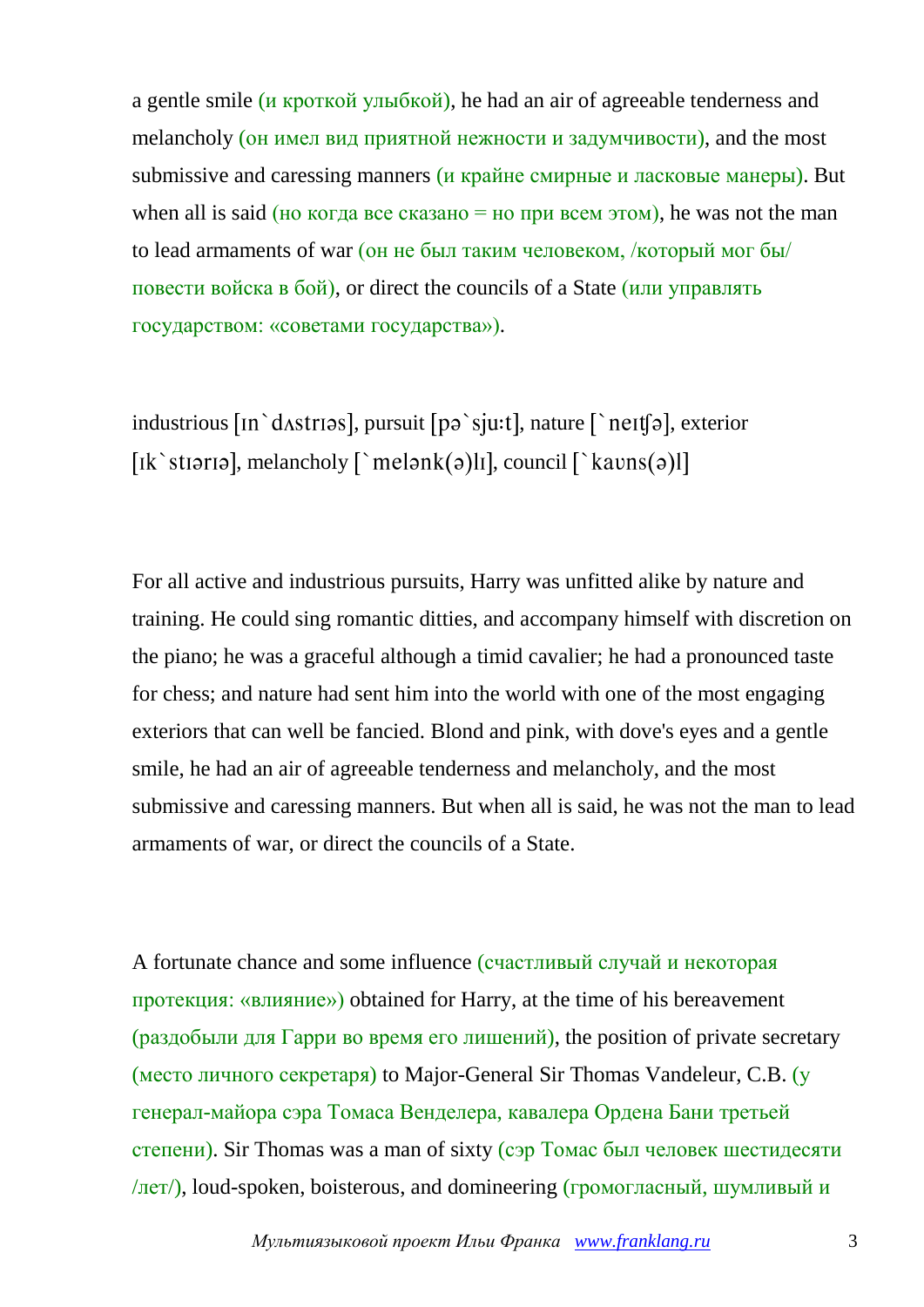a gentle smile (и кроткой улыбкой), he had an air of agreeable tenderness and melancholy (он имел вид приятной нежности и задумчивости), and the most submissive and caressing manners (и крайне смирные и ласковые манеры). But when all is said (но когда все сказано = но при всем этом), he was not the man to lead armaments of war (он не был таким человеком, /который мог бы/ повести войска в бой), or direct the councils of a State (или управлять государством: «советами государства»).

industrious [ɪn`dʌstrɪəs], pursuit [pə`sjuːt], nature [`neɪʧə], exterior [ɪk`stɪərɪə], melancholy [`melənk(ə)lɪ], council [`kaʊns(ə)l]

For all active and industrious pursuits, Harry was unfitted alike by nature and training. He could sing romantic ditties, and accompany himself with discretion on the piano; he was a graceful although a timid cavalier; he had a pronounced taste for chess; and nature had sent him into the world with one of the most engaging exteriors that can well be fancied. Blond and pink, with dove's eyes and a gentle smile, he had an air of agreeable tenderness and melancholy, and the most submissive and caressing manners. But when all is said, he was not the man to lead armaments of war, or direct the councils of a State.

A fortunate chance and some influence (счастливый случай и некоторая протекция: «влияние») obtained for Harry, at the time of his bereavement (раздобыли для Гарри во время его лишений), the position of private secretary (место личного секретаря) to Major-General Sir Thomas Vandeleur, C.B. (у генерал-майора сэра Томаса Венделера, кавалера Ордена Бани третьей степени). Sir Thomas was a man of sixty (сэр Томас был человек шестидесяти /лет/), loud-spoken, boisterous, and domineering (громогласный, шумливый и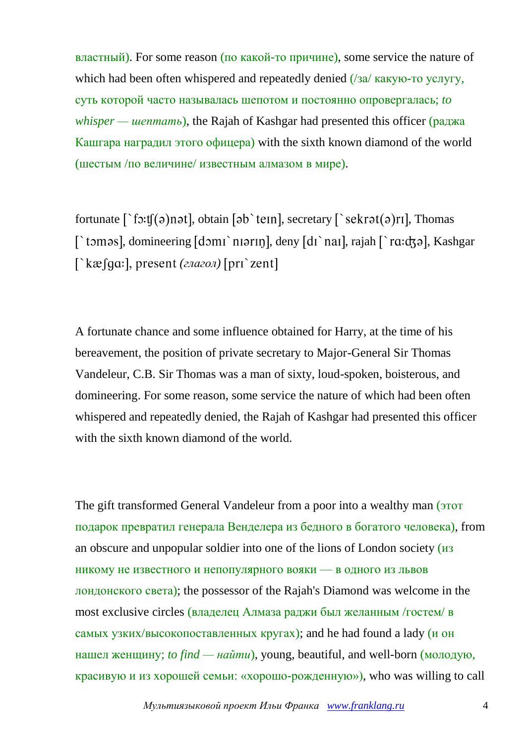властный). For some reason (по какой-то причине), some service the nature of which had been often whispered and repeatedly denied (/за/ какую-то услугу, суть которой часто называлась шепотом и постоянно опровергалась; *to whisper — шептать*), the Rajah of Kashgar had presented this officer (раджа Кашгара наградил этого офицера) with the sixth known diamond of the world (шестым /по величине/ известным алмазом в мире).

fortunate [`fɔːʧ(ə)nət], obtain [əb`teɪn], secretary [`sekrət(ə)rɪ], Thomas [`tɔməs], domineering [dɔmɪ`nɪərɪŋ], deny [dɪ`naɪ], rajah [`rɑːʤə], Kashgar [`kæʃgɑː], present *(глагол)* [prɪ`zent]

A fortunate chance and some influence obtained for Harry, at the time of his bereavement, the position of private secretary to Major-General Sir Thomas Vandeleur, C.B. Sir Thomas was a man of sixty, loud-spoken, boisterous, and domineering. For some reason, some service the nature of which had been often whispered and repeatedly denied, the Rajah of Kashgar had presented this officer with the sixth known diamond of the world.

The gift transformed General Vandeleur from a poor into a wealthy man (этот подарок превратил генерала Венделера из бедного в богатого человека), from an obscure and unpopular soldier into one of the lions of London society (из никому не известного и непопулярного вояки — в одного из львов лондонского света); the possessor of the Rajah's Diamond was welcome in the most exclusive circles (владелец Алмаза раджи был желанным /гостем/ в самых узких/высокопоставленных кругах); and he had found a lady (и он нашел женщину; *to find — найти*), young, beautiful, and well-born (молодую, красивую и из хорошей семьи: «хорошо-рожденную»), who was willing to call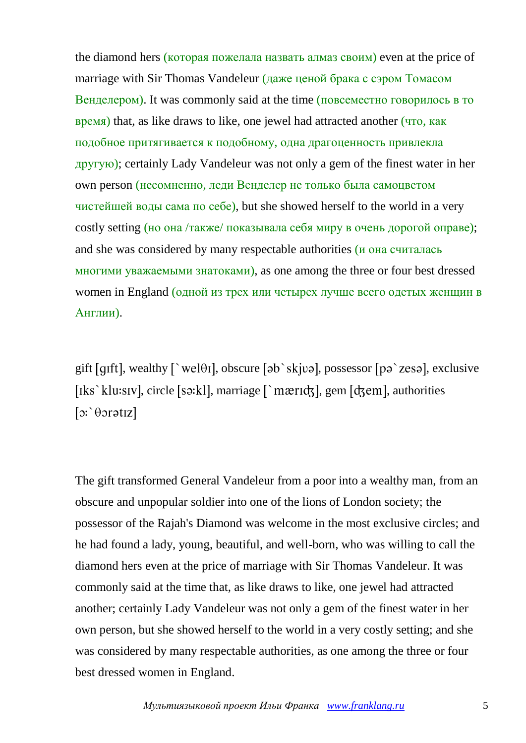the diamond hers (которая пожелала назвать алмаз своим) even at the price of marriage with Sir Thomas Vandeleur (даже ценой брака с сэром Томасом Венделером). It was commonly said at the time (повсеместно говорилось в то время) that, as like draws to like, one jewel had attracted another (что, как подобное притягивается к подобному, одна драгоценность привлекла другую); certainly Lady Vandeleur was not only a gem of the finest water in her own person (несомненно, леди Венделер не только была самоцветом чистейшей воды сама по себе), but she showed herself to the world in a very costly setting (но она /также/ показывала себя миру в очень дорогой оправе); and she was considered by many respectable authorities (и она считалась многими уважаемыми знатоками), as one among the three or four best dressed women in England (одной из трех или четырех лучше всего одетых женщин в Англии).

gift [gɪft], wealthy [`welθɪ], obscure [əb`skjʋə], possessor [pə`zesə], exclusive [ɪks`klu:sɪv], circle [sə:kl], marriage [`mærɪʤ], gem [ʤem], authorities [ɔ:`θɔrətɪz]

The gift transformed General Vandeleur from a poor into a wealthy man, from an obscure and unpopular soldier into one of the lions of London society; the possessor of the Rajah's Diamond was welcome in the most exclusive circles; and he had found a lady, young, beautiful, and well-born, who was willing to call the diamond hers even at the price of marriage with Sir Thomas Vandeleur. It was commonly said at the time that, as like draws to like, one jewel had attracted another; certainly Lady Vandeleur was not only a gem of the finest water in her own person, but she showed herself to the world in a very costly setting; and she was considered by many respectable authorities, as one among the three or four best dressed women in England.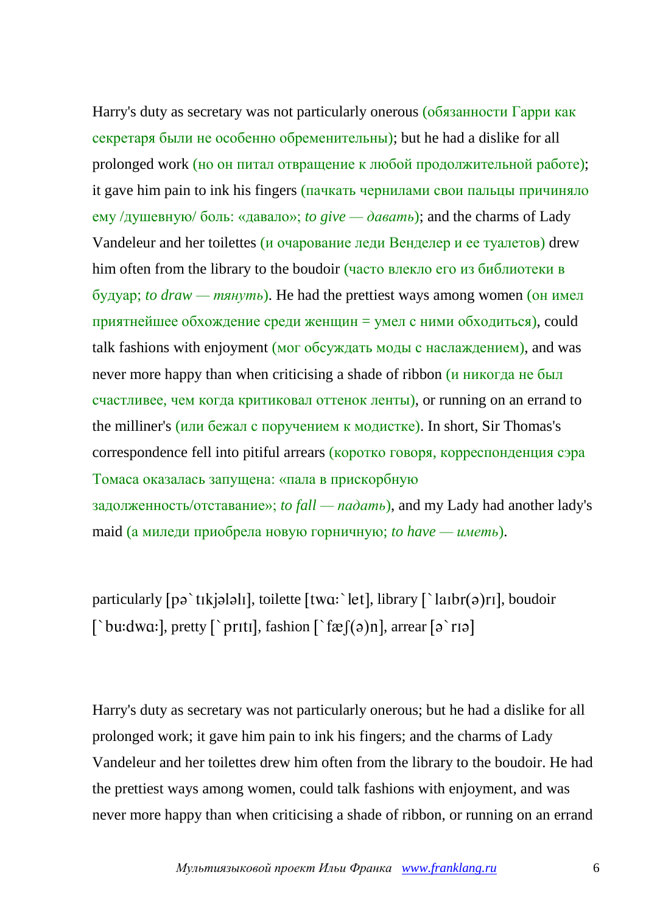Harry's duty as secretary was not particularly onerous (обязанности Гарри как секретаря были не особенно обременительны); but he had a dislike for all prolonged work (но он питал отвращение к любой продолжительной работе); it gave him pain to ink his fingers (пачкать чернилами свои пальцы причиняло ему /душевную/ боль: «давало»; *to give — давать*); and the charms of Lady Vandeleur and her toilettes (и очарование леди Венделер и ее туалетов) drew him often from the library to the boudoir (часто влекло его из библиотеки в будуар; *to draw — тянуть*). He had the prettiest ways among women (он имел приятнейшее обхождение среди женщин = умел с ними обходиться), could talk fashions with enjoyment (мог обсуждать моды с наслаждением), and was never more happy than when criticising a shade of ribbon (и никогда не был счастливее, чем когда критиковал оттенок ленты), or running on an errand to the milliner's (или бежал с поручением к модистке). In short, Sir Thomas's correspondence fell into pitiful arrears (коротко говоря, корреспонденция сэра Томаса оказалась запущена: «пала в прискорбную задолженность/отставание»; *to fall — падать*), and my Lady had another lady's maid (а миледи приобрела новую горничную; *to have — иметь*).

particularly [pə`tɪkjələlɪ], toilette [twɑː`let], library [`laɪbr(ə)rɪ], boudoir [`buːdwɑː], pretty [`prɪtɪ], fashion [`fæʃ(ə)n], arrear [ə`rɪə]

Harry's duty as secretary was not particularly onerous; but he had a dislike for all prolonged work; it gave him pain to ink his fingers; and the charms of Lady Vandeleur and her toilettes drew him often from the library to the boudoir. He had the prettiest ways among women, could talk fashions with enjoyment, and was never more happy than when criticising a shade of ribbon, or running on an errand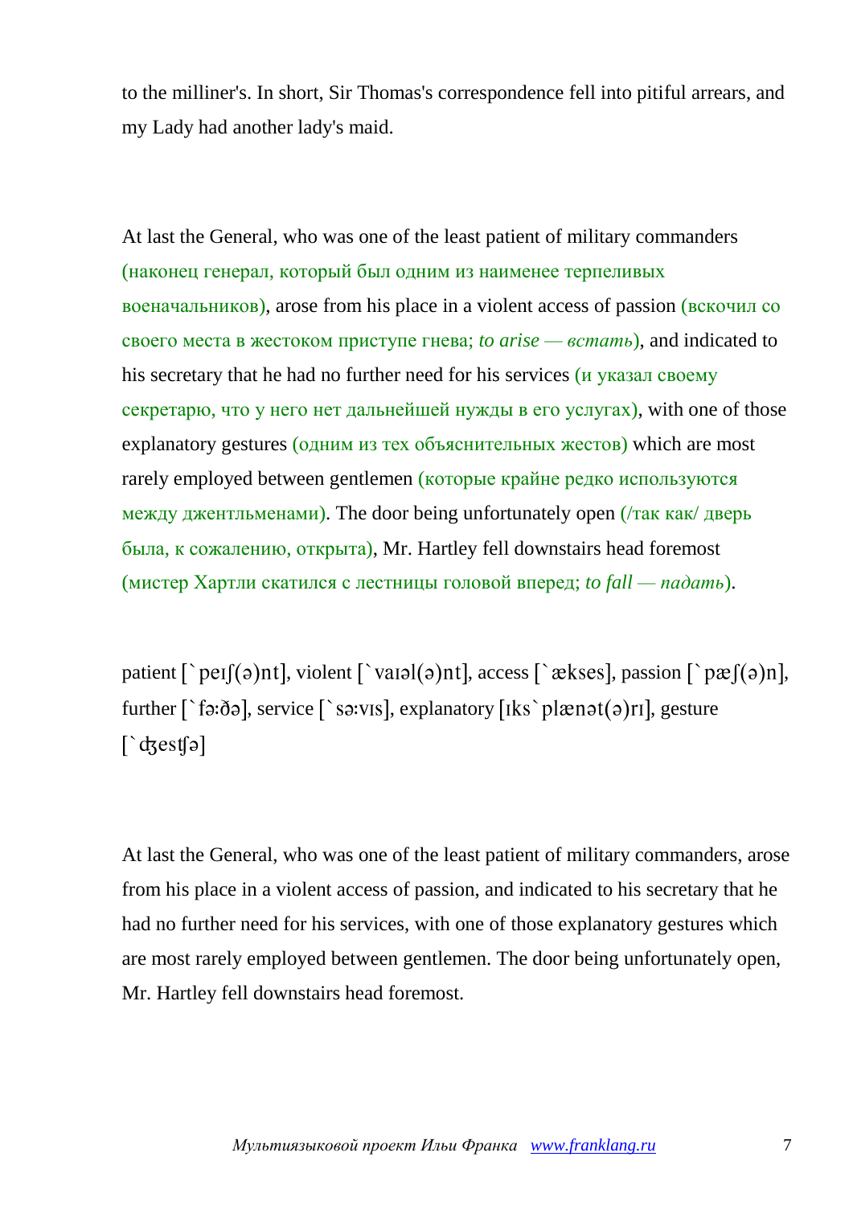to the milliner's. In short, Sir Thomas's correspondence fell into pitiful arrears, and my Lady had another lady's maid.

At last the General, who was one of the least patient of military commanders (наконец генерал, который был одним из наименее терпеливых военачальников), arose from his place in a violent access of passion (вскочил со своего места в жестоком приступе гнева; *to arise — вставать*), and indicated to his secretary that he had no further need for his services (и указал своему секретарю, что у него нет дальнейшей нужды в его услугах), with one of those explanatory gestures (одним из тех объяснительных жестов) which are most rarely employed between gentlemen (которые крайне редко используются между джентльменами). The door being unfortunately open (/так как/ дверь была, к сожалению, открыта), Mr. Hartley fell downstairs head foremost (мистер Хартли скатился с лестницы головой вперед; *to fall — падать*).

patient [`peɪʃ(ə)nt], violent [`vaɪəl(ə)nt], access [`ækses], passion [`pæʃ(ə)n], further [`fɜːðə], service [`sɜːvɪs], explanatory [ɪks`plænət(ə)rɪ], gesture [`ʤesʧə]

At last the General, who was one of the least patient of military commanders, arose from his place in a violent access of passion, and indicated to his secretary that he had no further need for his services, with one of those explanatory gestures which are most rarely employed between gentlemen. The door being unfortunately open, Mr. Hartley fell downstairs head foremost.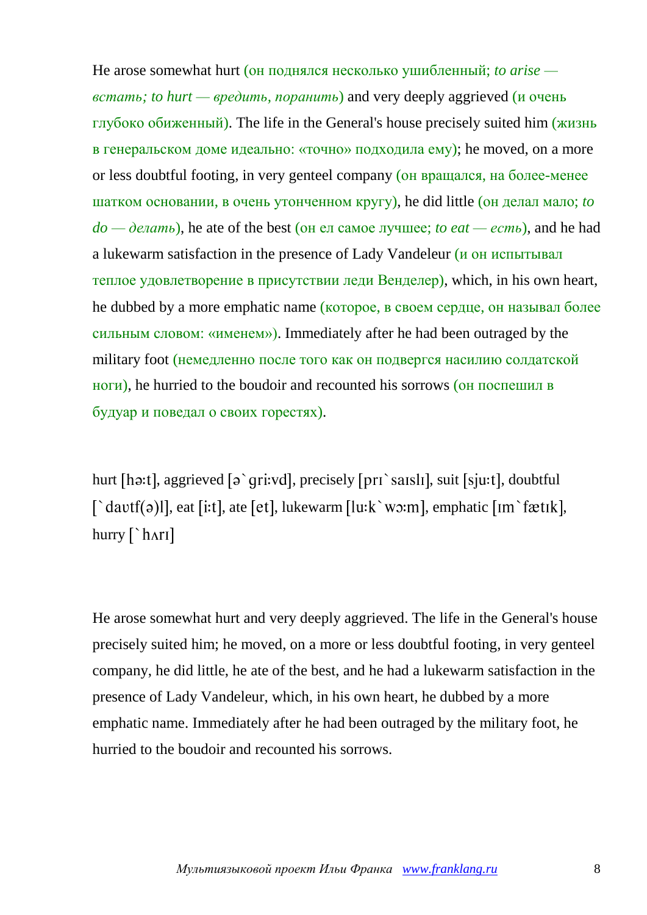He arose somewhat hurt (он поднялся несколько ушибленный; *to arise — встать; to hurt — вредить, поранить*) and very deeply aggrieved (и очень глубоко обиженный). The life in the General's house precisely suited him (жизнь в генеральском доме идеально: «точно» подходила ему); he moved, on a more or less doubtful footing, in very genteel company (он вращался, на более-менее шатком основании, в очень утонченном кругу), he did little (он делал мало; *to do — делать*), he ate of the best (он ел самое лучшее; *to eat — есть*), and he had a lukewarm satisfaction in the presence of Lady Vandeleur (и он испытывал теплое удовлетворение в присутствии леди Венделер), which, in his own heart, he dubbed by a more emphatic name (которое, в своем сердце, он называл более сильным словом: «именем»). Immediately after he had been outraged by the military foot (немедленно после того как он подвергся насилию солдатской ноги), he hurried to the boudoir and recounted his sorrows (он поспешил в будуар и поведал о своих горестях).

hurt [hə:t], aggrieved [ə`gri:vd], precisely [prɪ`saɪslɪ], suit [sju:t], doubtful [`daʊtf(ə)l], eat [i:t], ate [et], lukewarm [lu:k`wɔ:m], emphatic [ɪm`fætɪk], hurry [`hʌrɪ]

He arose somewhat hurt and very deeply aggrieved. The life in the General's house precisely suited him; he moved, on a more or less doubtful footing, in very genteel company, he did little, he ate of the best, and he had a lukewarm satisfaction in the presence of Lady Vandeleur, which, in his own heart, he dubbed by a more emphatic name. Immediately after he had been outraged by the military foot, he hurried to the boudoir and recounted his sorrows.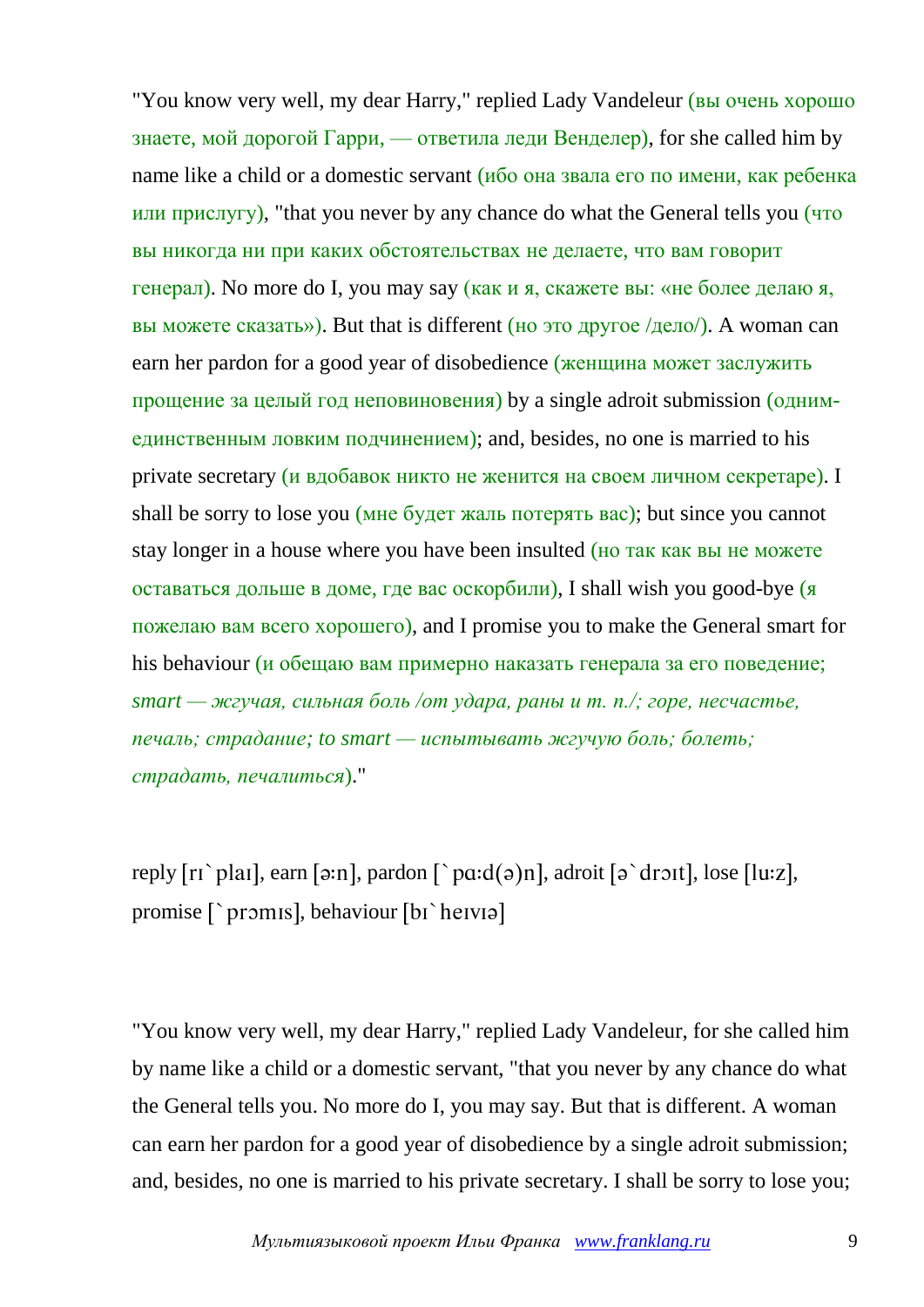"You know very well, my dear Harry," replied Lady Vandeleur (вы очень хорошо знаете, мой дорогой Гарри, — ответила леди Венделер), for she called him by name like a child or a domestic servant (ибо она звала его по имени, как ребенка или прислугу), "that you never by any chance do what the General tells you (что вы никогда ни при каких обстоятельствах не делаете, что вам говорит генерал). No more do I, you may say (как и я, скажете вы: «не более делаю я, вы можете сказать»). But that is different (но это другое /дело/). A woman can earn her pardon for a good year of disobedience (женщина может заслужить прощение за целый год неповиновения) by a single adroit submission (одним-единственным ловким подчинением); and, besides, no one is married to his private secretary (и вдобавок никто не женится на своем личном секретаре). I shall be sorry to lose you (мне будет жаль потерять вас); but since you cannot stay longer in a house where you have been insulted (но так как вы не можете оставаться дольше в доме, где вас оскорбили), I shall wish you good-bye (я пожелаю вам всего хорошего), and I promise you to make the General smart for his behaviour (и обещаю вам примерно наказать генерала за его поведение; *smart — жгучая, сильная боль /от удара, раны и т. п./; горе, несчастье, печаль; страдание; to smart — испытывать жгучую боль; болеть; страдать, печалиться*)."

reply [rɪˋplaɪ], earn [ə:n], pardon [ˋpɑ:d(ə)n], adroit [əˋdrɔɪt], lose [lu:z], promise [ˋprɔmɪs], behaviour [bɪˋheɪvɪə]

"You know very well, my dear Harry," replied Lady Vandeleur, for she called him by name like a child or a domestic servant, "that you never by any chance do what the General tells you. No more do I, you may say. But that is different. A woman can earn her pardon for a good year of disobedience by a single adroit submission; and, besides, no one is married to his private secretary. I shall be sorry to lose you;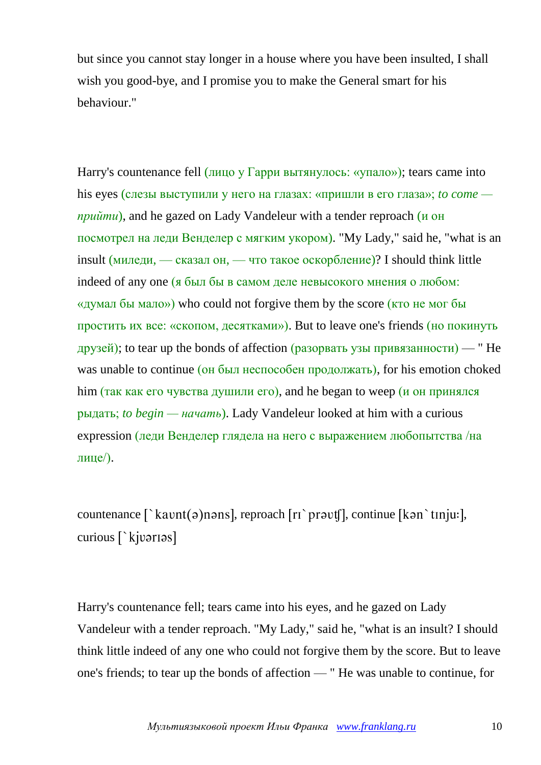but since you cannot stay longer in a house where you have been insulted, I shall wish you good-bye, and I promise you to make the General smart for his behaviour."

Harry's countenance fell (лицо у Гарри вытянулось: «упало»); tears came into his eyes (слезы выступили у него на глазах: «пришли в его глаза»; *to come — прийти*), and he gazed on Lady Vandeleur with a tender reproach (и он посмотрел на леди Венделер с мягким укором). "My Lady," said he, "what is an insult (миледи, — сказал он, — что такое оскорбление)? I should think little indeed of any one (я был бы в самом деле невысокого мнения о любом: «думал бы мало») who could not forgive them by the score (кто не мог бы простить их все: «скопом, десятками»). But to leave one's friends (но покинуть друзей); to tear up the bonds of affection (разорвать узы привязанности) — " He was unable to continue (он был неспособен продолжать), for his emotion choked him (так как его чувства душили его), and he began to weep (и он принялся рыдать; *to begin — начать*). Lady Vandeleur looked at him with a curious expression (леди Венделер глядела на него с выражением любопытства /на лице/).

countenance [`kaʊnt(ə)nəns], reproach [rɪ`prəʊʧ], continue [kən`tɪnjuː], curious [`kjʊərɪəs]

Harry's countenance fell; tears came into his eyes, and he gazed on Lady Vandeleur with a tender reproach. "My Lady," said he, "what is an insult? I should think little indeed of any one who could not forgive them by the score. But to leave one's friends; to tear up the bonds of affection — " He was unable to continue, for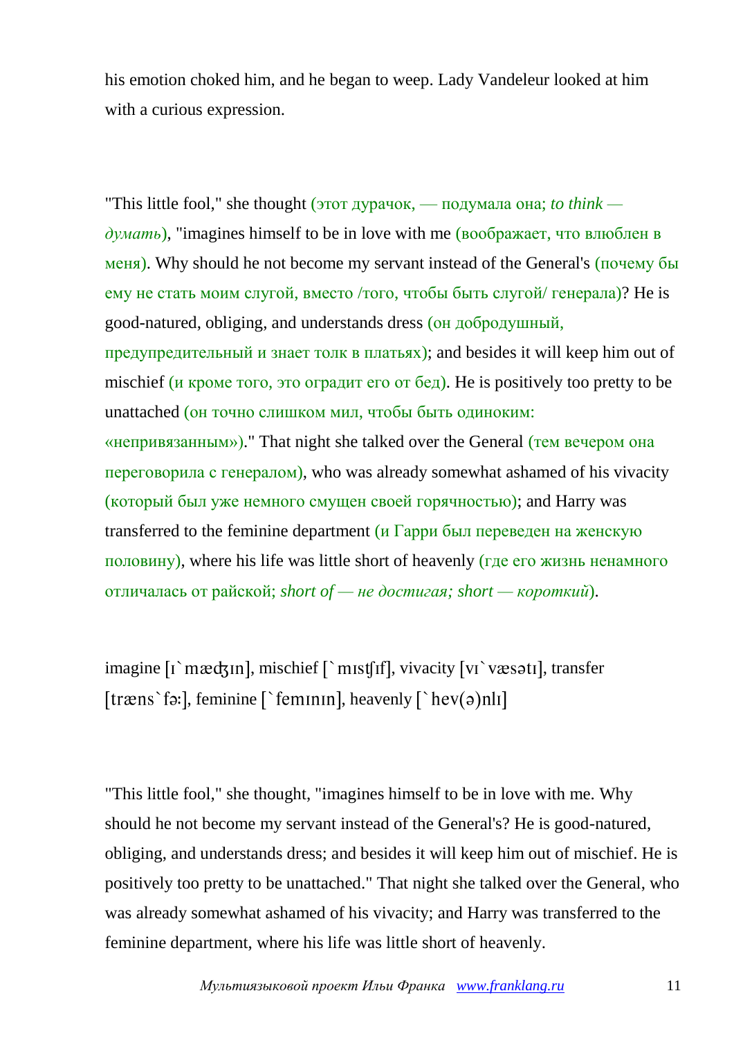his emotion choked him, and he began to weep. Lady Vandeleur looked at him with a curious expression.

"This little fool," she thought (этот дурачок, — подумала она; *to think — думать*), "imagines himself to be in love with me (воображает, что влюблен в меня). Why should he not become my servant instead of the General's (почему бы ему не стать моим слугой, вместо /того, чтобы быть слугой/ генерала)? He is good-natured, obliging, and understands dress (он добродушный, предупредительный и знает толк в платьях); and besides it will keep him out of mischief (и кроме того, это оградит его от бед). He is positively too pretty to be unattached (он точно слишком мил, чтобы быть одиноким: «непривязанным»)." That night she talked over the General (тем вечером она переговорила с генералом), who was already somewhat ashamed of his vivacity (который был уже немного смущен своей горячностью); and Harry was transferred to the feminine department (и Гарри был переведен на женскую половину), where his life was little short of heavenly (где его жизнь ненамного отличалась от райской; *short of — не достигая; short — короткий*).

imagine [ɪ`mæʤɪn], mischief [`mɪsʧɪf], vivacity [vɪ`væsətɪ], transfer [træns`fə:], feminine [`femɪnɪn], heavenly [`hev(ə)nlɪ]

"This little fool," she thought, "imagines himself to be in love with me. Why should he not become my servant instead of the General's? He is good-natured, obliging, and understands dress; and besides it will keep him out of mischief. He is positively too pretty to be unattached." That night she talked over the General, who was already somewhat ashamed of his vivacity; and Harry was transferred to the feminine department, where his life was little short of heavenly.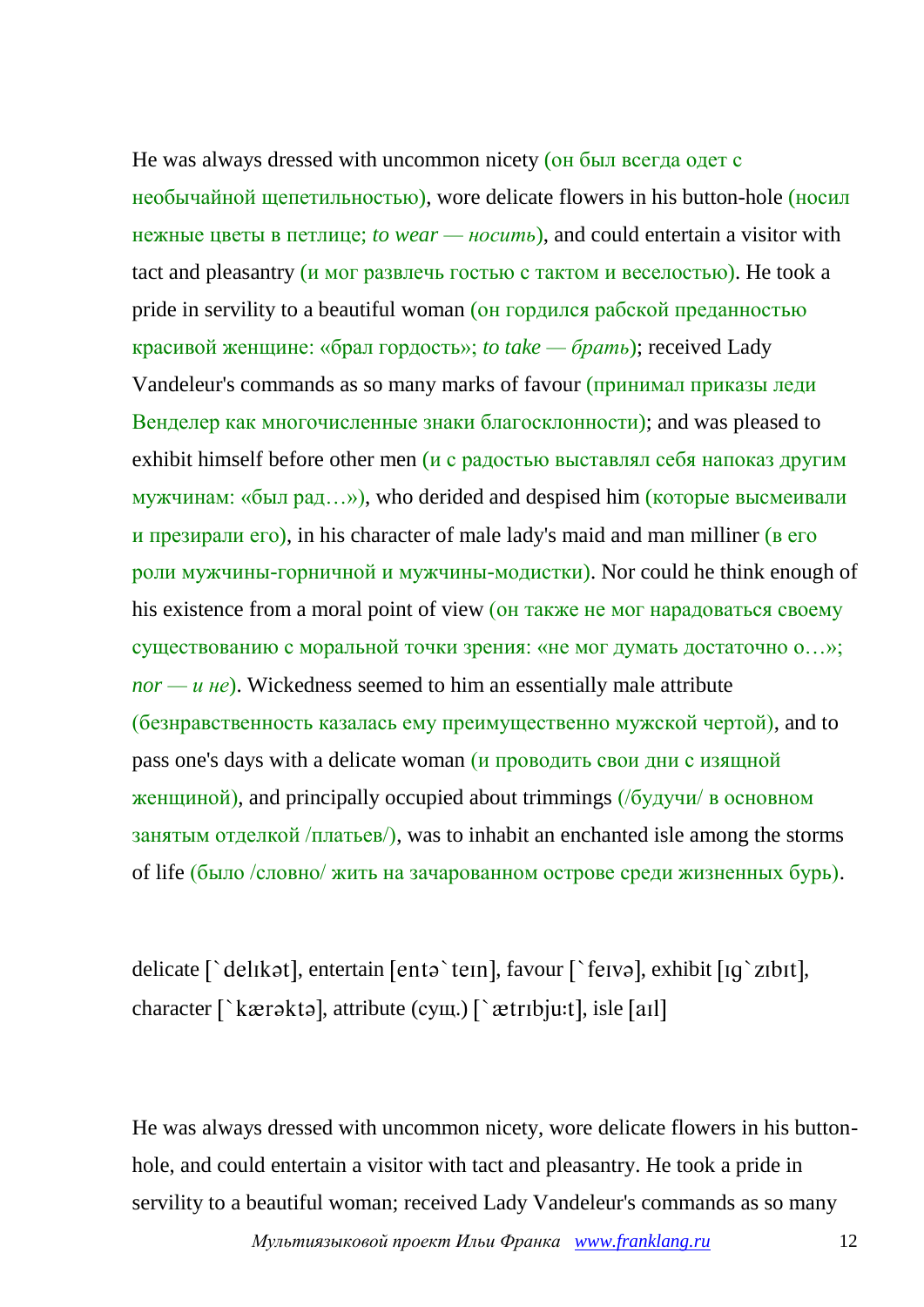He was always dressed with uncommon nicety (он был всегда одет с необычайной щепетильностью), wore delicate flowers in his button-hole (носил нежные цветы в петлице; *to wear — носить*), and could entertain a visitor with tact and pleasantry (и мог развлечь гостью с тактом и веселостью). He took a pride in servility to a beautiful woman (он гордился рабской преданностью красивой женщине: «брал гордость»; *to take — брать*); received Lady Vandeleur's commands as so many marks of favour (принимал приказы леди Венделер как многочисленные знаки благосклонности); and was pleased to exhibit himself before other men (и с радостью выставлял себя напоказ другим мужчинам: «был рад…»), who derided and despised him (которые высмеивали и презирали его), in his character of male lady's maid and man milliner (в его роли мужчины-горничной и мужчины-модистки). Nor could he think enough of his existence from a moral point of view (он также не мог нарадоваться своему существованию с моральной точки зрения: «не мог думать достаточно о…»; *nor — и не*). Wickedness seemed to him an essentially male attribute (безнравственность казалась ему преимущественно мужской чертой), and to pass one's days with a delicate woman (и проводить свои дни с изящной женщиной), and principally occupied about trimmings (/будучи/ в основном занятым отделкой /платьев/), was to inhabit an enchanted isle among the storms of life (было /словно/ жить на зачарованном острове среди жизненных бурь).

delicate [`delɪkət], entertain [entə`teɪn], favour [`feɪvə], exhibit [ɪg`zɪbɪt], character [`kærəktə], attribute (сущ.) [`ætrɪbju:t], isle [aɪl]

He was always dressed with uncommon nicety, wore delicate flowers in his button-hole, and could entertain a visitor with tact and pleasantry. He took a pride in servility to a beautiful woman; received Lady Vandeleur's commands as so many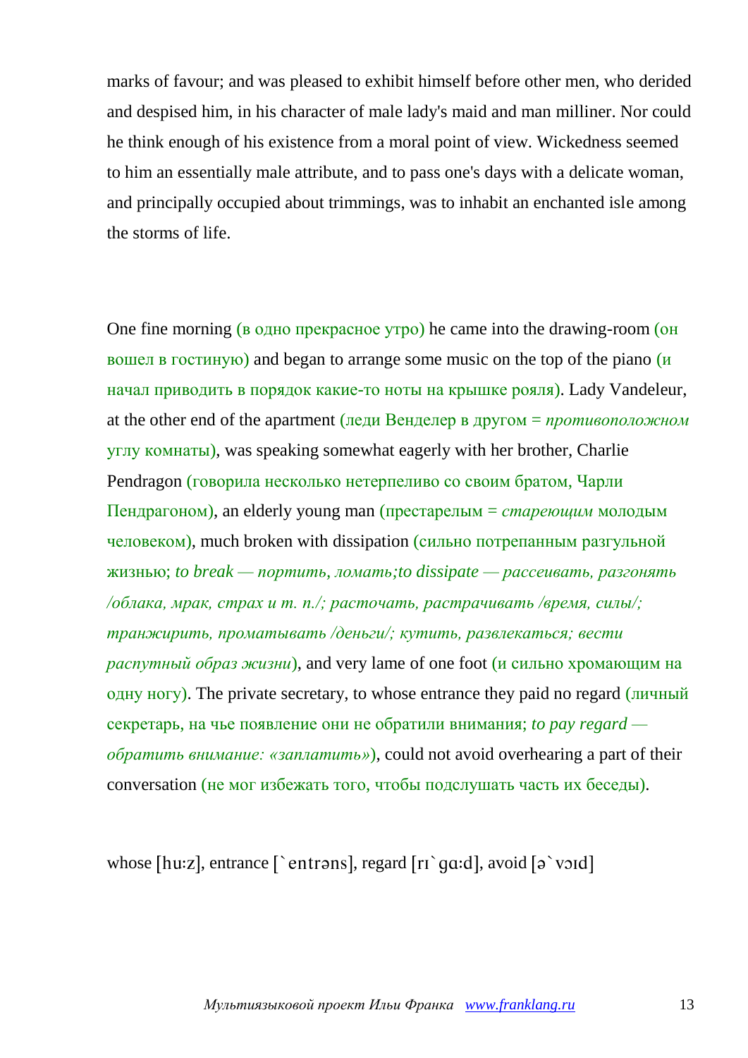marks of favour; and was pleased to exhibit himself before other men, who derided and despised him, in his character of male lady's maid and man milliner. Nor could he think enough of his existence from a moral point of view. Wickedness seemed to him an essentially male attribute, and to pass one's days with a delicate woman, and principally occupied about trimmings, was to inhabit an enchanted isle among the storms of life.

One fine morning (в одно прекрасное утро) he came into the drawing-room (он вошел в гостиную) and began to arrange some music on the top of the piano (и начал приводить в порядок какие-то ноты на крышке рояля). Lady Vandeleur, at the other end of the apartment (леди Венделер в другом = *противоположном* углу комнаты), was speaking somewhat eagerly with her brother, Charlie Pendragon (говорила несколько нетерпеливо со своим братом, Чарли Пендрагоном), an elderly young man (престарелым = *стареющим* молодым человеком), much broken with dissipation (сильно потрепанным разгульной жизнью; *to break — портить, ломать;to dissipate — рассеивать, разгонять /облака, мрак, страх и т. п./; расточать, растрачивать /время, силы/; транжирить, проматывать /деньги/; кутить, развлекаться; вести распутный образ жизни*), and very lame of one foot (и сильно хромающим на одну ногу). The private secretary, to whose entrance they paid no regard (личный секретарь, на чье появление они не обратили внимания; *to pay regard — обратить внимание: «заплатить»*), could not avoid overhearing a part of their conversation (не мог избежать того, чтобы подслушать часть их беседы).

whose [hu:z], entrance [`entrəns], regard [rɪ`gɑ:d], avoid [ə`vɔɪd]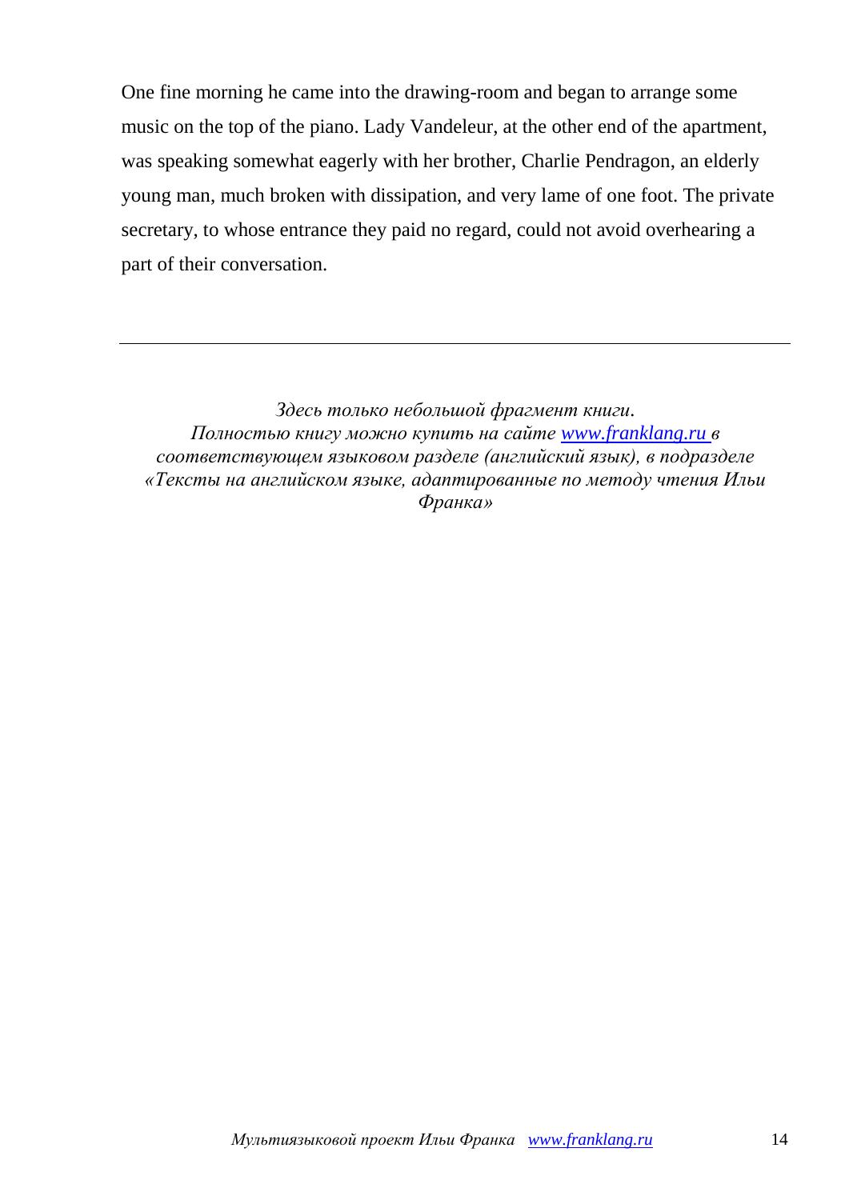One fine morning he came into the drawing-room and began to arrange some music on the top of the piano. Lady Vandeleur, at the other end of the apartment, was speaking somewhat eagerly with her brother, Charlie Pendragon, an elderly young man, much broken with dissipation, and very lame of one foot. The private secretary, to whose entrance they paid no regard, could not avoid overhearing a part of their conversation.

---

*Здесь только небольшой фрагмент книги.*
*Полностью книгу можно купить на сайте [www.franklang.ru](http://www.franklang.ru) в соответствующем языковом разделе (английский язык), в подразделе «Тексты на английском языке, адаптированные по методу чтения Ильи Франка»*